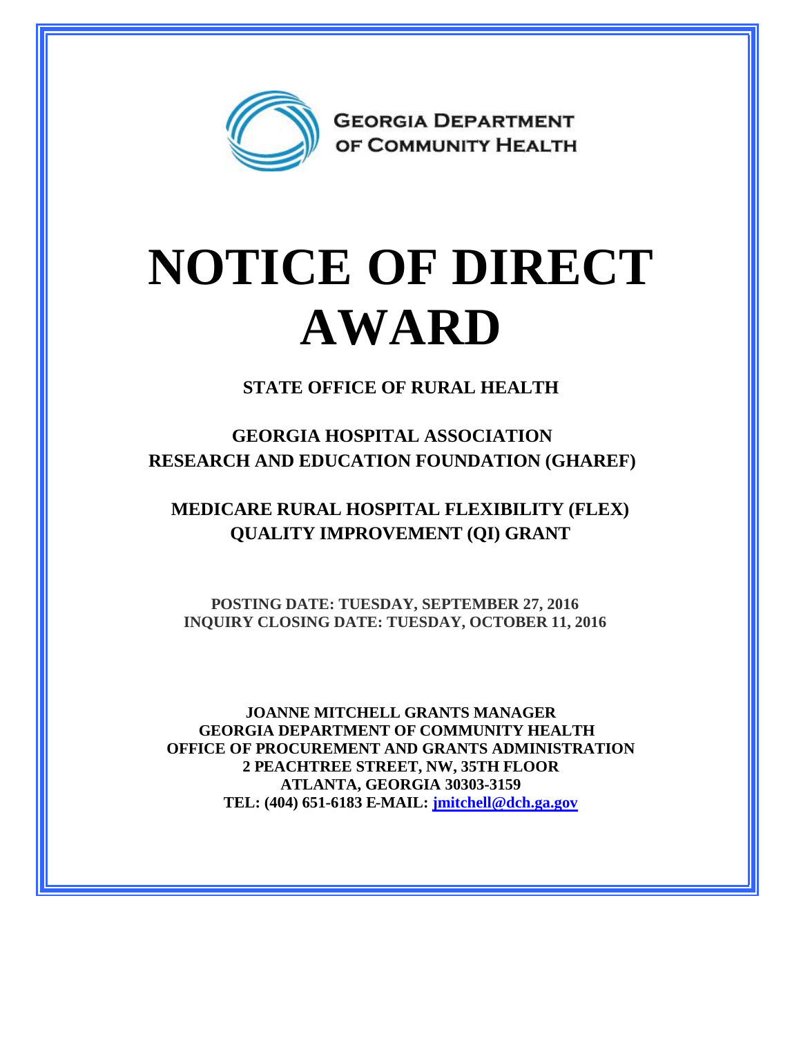GEORGIA DEPARTMENT OF COMMUNITY HEALTH

# NOTICE OF DIRECT AWARD

**STATE OFFICE OF RURAL HEALTH**

**GEORGIA HOSPITAL ASSOCIATION RESEARCH AND EDUCATION FOUNDATION (GHAREF)**

**MEDICARE RURAL HOSPITAL FLEXIBILITY (FLEX) QUALITY IMPROVEMENT (QI) GRANT**

**POSTING DATE: TUESDAY, SEPTEMBER 27, 2016**
**INQUIRY CLOSING DATE: TUESDAY, OCTOBER 11, 2016**

**JOANNE MITCHELL GRANTS MANAGER**
**GEORGIA DEPARTMENT OF COMMUNITY HEALTH**
**OFFICE OF PROCUREMENT AND GRANTS ADMINISTRATION**
**2 PEACHTREE STREET, NW, 35TH FLOOR**
**ATLANTA, GEORGIA 30303-3159**
**TEL: (404) 651-6183 E-MAIL: jmitchell@dch.ga.gov**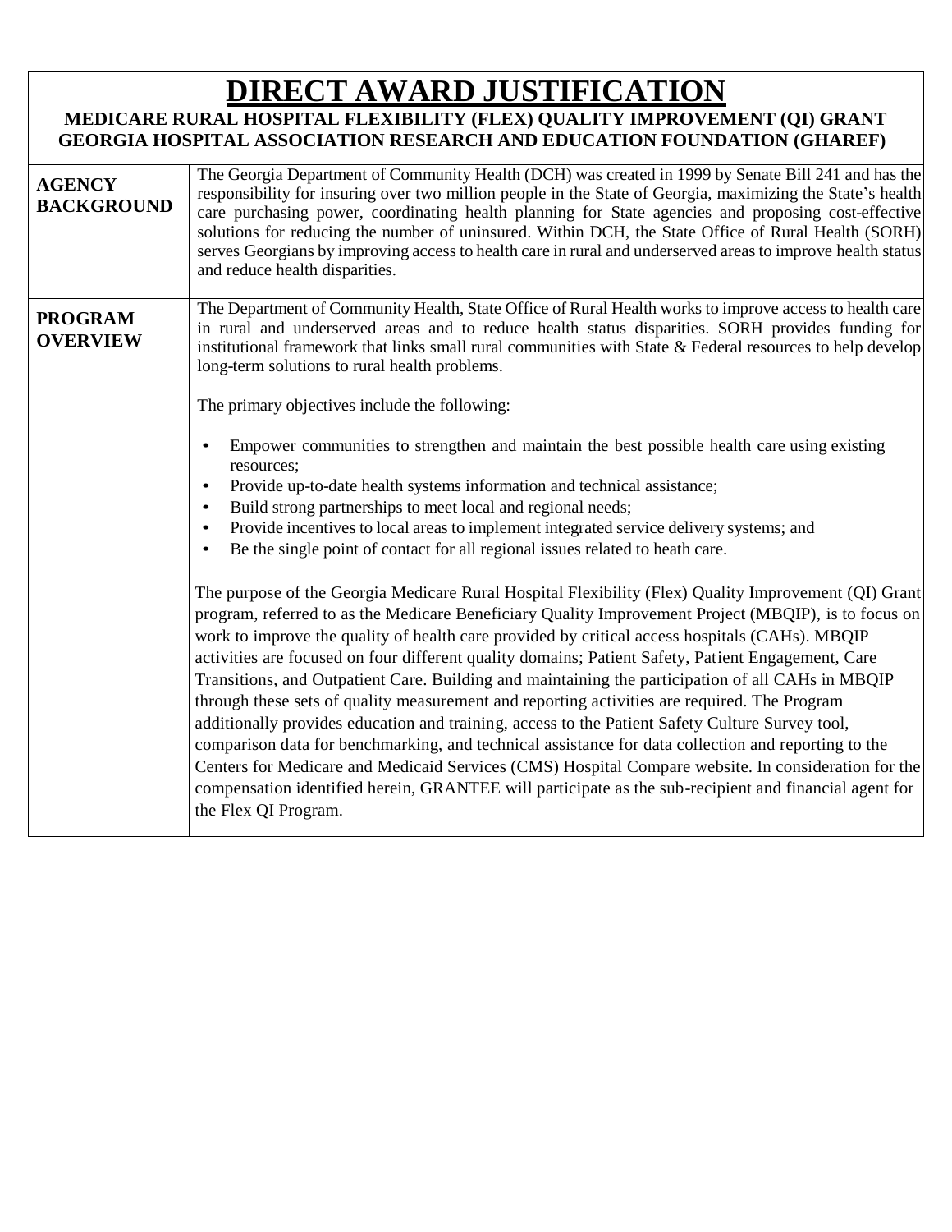# DIRECT AWARD JUSTIFICATION

## MEDICARE RURAL HOSPITAL FLEXIBILITY (FLEX) QUALITY IMPROVEMENT (QI) GRANT GEORGIA HOSPITAL ASSOCIATION RESEARCH AND EDUCATION FOUNDATION (GHAREF)

| | |
|---|---|
| **AGENCY BACKGROUND** | The Georgia Department of Community Health (DCH) was created in 1999 by Senate Bill 241 and has the responsibility for insuring over two million people in the State of Georgia, maximizing the State's health care purchasing power, coordinating health planning for State agencies and proposing cost-effective solutions for reducing the number of uninsured. Within DCH, the State Office of Rural Health (SORH) serves Georgians by improving access to health care in rural and underserved areas to improve health status and reduce health disparities. |
| **PROGRAM OVERVIEW** | The Department of Community Health, State Office of Rural Health works to improve access to health care in rural and underserved areas and to reduce health status disparities. SORH provides funding for institutional framework that links small rural communities with State & Federal resources to help develop long-term solutions to rural health problems.<br><br>The primary objectives include the following:<br><br>• Empower communities to strengthen and maintain the best possible health care using existing resources;<br>• Provide up-to-date health systems information and technical assistance;<br>• Build strong partnerships to meet local and regional needs;<br>• Provide incentives to local areas to implement integrated service delivery systems; and<br>• Be the single point of contact for all regional issues related to heath care.<br><br>The purpose of the Georgia Medicare Rural Hospital Flexibility (Flex) Quality Improvement (QI) Grant program, referred to as the Medicare Beneficiary Quality Improvement Project (MBQIP), is to focus on work to improve the quality of health care provided by critical access hospitals (CAHs). MBQIP activities are focused on four different quality domains; Patient Safety, Patient Engagement, Care Transitions, and Outpatient Care. Building and maintaining the participation of all CAHs in MBQIP through these sets of quality measurement and reporting activities are required. The Program additionally provides education and training, access to the Patient Safety Culture Survey tool, comparison data for benchmarking, and technical assistance for data collection and reporting to the Centers for Medicare and Medicaid Services (CMS) Hospital Compare website. In consideration for the compensation identified herein, GRANTEE will participate as the sub-recipient and financial agent for the Flex QI Program. |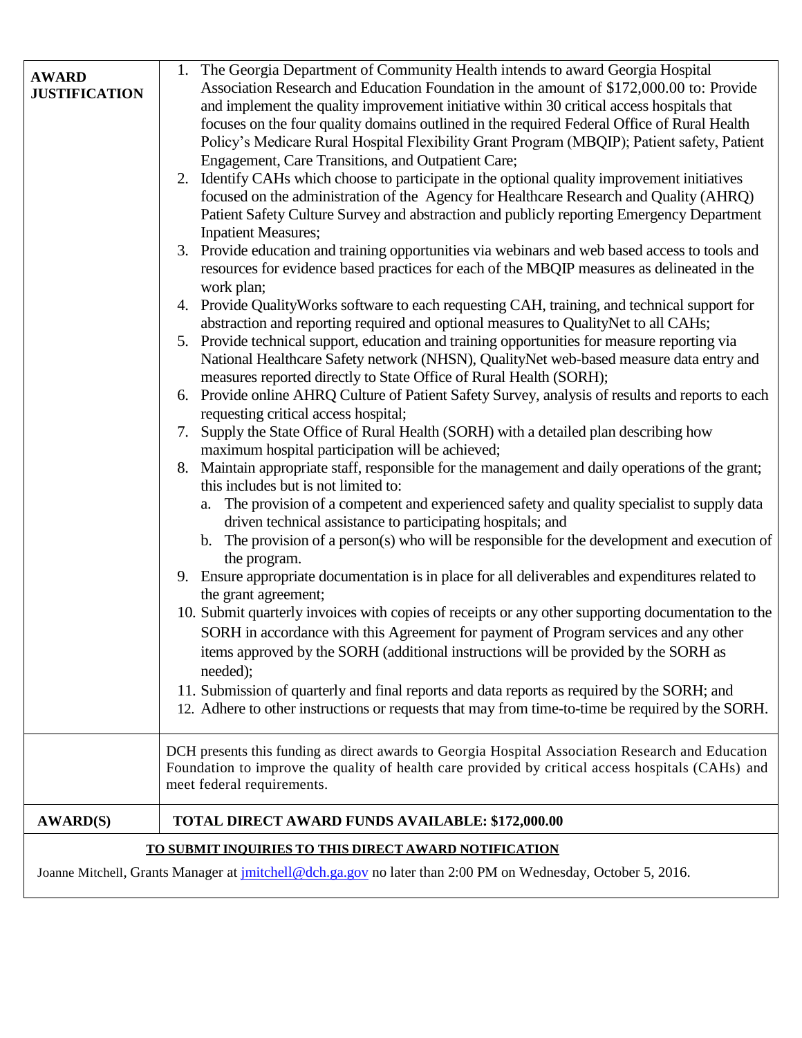| | |
|---|---|
| **AWARD JUSTIFICATION** | 1. The Georgia Department of Community Health intends to award Georgia Hospital Association Research and Education Foundation in the amount of $172,000.00 to: Provide and implement the quality improvement initiative within 30 critical access hospitals that focuses on the four quality domains outlined in the required Federal Office of Rural Health Policy's Medicare Rural Hospital Flexibility Grant Program (MBQIP); Patient safety, Patient Engagement, Care Transitions, and Outpatient Care;<br>2. Identify CAHs which choose to participate in the optional quality improvement initiatives focused on the administration of the Agency for Healthcare Research and Quality (AHRQ) Patient Safety Culture Survey and abstraction and publicly reporting Emergency Department Inpatient Measures;<br>3. Provide education and training opportunities via webinars and web based access to tools and resources for evidence based practices for each of the MBQIP measures as delineated in the work plan;<br>4. Provide QualityWorks software to each requesting CAH, training, and technical support for abstraction and reporting required and optional measures to QualityNet to all CAHs;<br>5. Provide technical support, education and training opportunities for measure reporting via National Healthcare Safety network (NHSN), QualityNet web-based measure data entry and measures reported directly to State Office of Rural Health (SORH);<br>6. Provide online AHRQ Culture of Patient Safety Survey, analysis of results and reports to each requesting critical access hospital;<br>7. Supply the State Office of Rural Health (SORH) with a detailed plan describing how maximum hospital participation will be achieved;<br>8. Maintain appropriate staff, responsible for the management and daily operations of the grant; this includes but is not limited to:<br>&nbsp;&nbsp;&nbsp;a. The provision of a competent and experienced safety and quality specialist to supply data driven technical assistance to participating hospitals; and<br>&nbsp;&nbsp;&nbsp;b. The provision of a person(s) who will be responsible for the development and execution of the program.<br>9. Ensure appropriate documentation is in place for all deliverables and expenditures related to the grant agreement;<br>10. Submit quarterly invoices with copies of receipts or any other supporting documentation to the SORH in accordance with this Agreement for payment of Program services and any other items approved by the SORH (additional instructions will be provided by the SORH as needed);<br>11. Submission of quarterly and final reports and data reports as required by the SORH; and<br>12. Adhere to other instructions or requests that may from time-to-time be required by the SORH. |
| | DCH presents this funding as direct awards to Georgia Hospital Association Research and Education Foundation to improve the quality of health care provided by critical access hospitals (CAHs) and meet federal requirements. |
| **AWARD(S)** | **TOTAL DIRECT AWARD FUNDS AVAILABLE: $172,000.00** |

**TO SUBMIT INQUIRIES TO THIS DIRECT AWARD NOTIFICATION**

Joanne Mitchell, Grants Manager at jmitchell@dch.ga.gov no later than 2:00 PM on Wednesday, October 5, 2016.